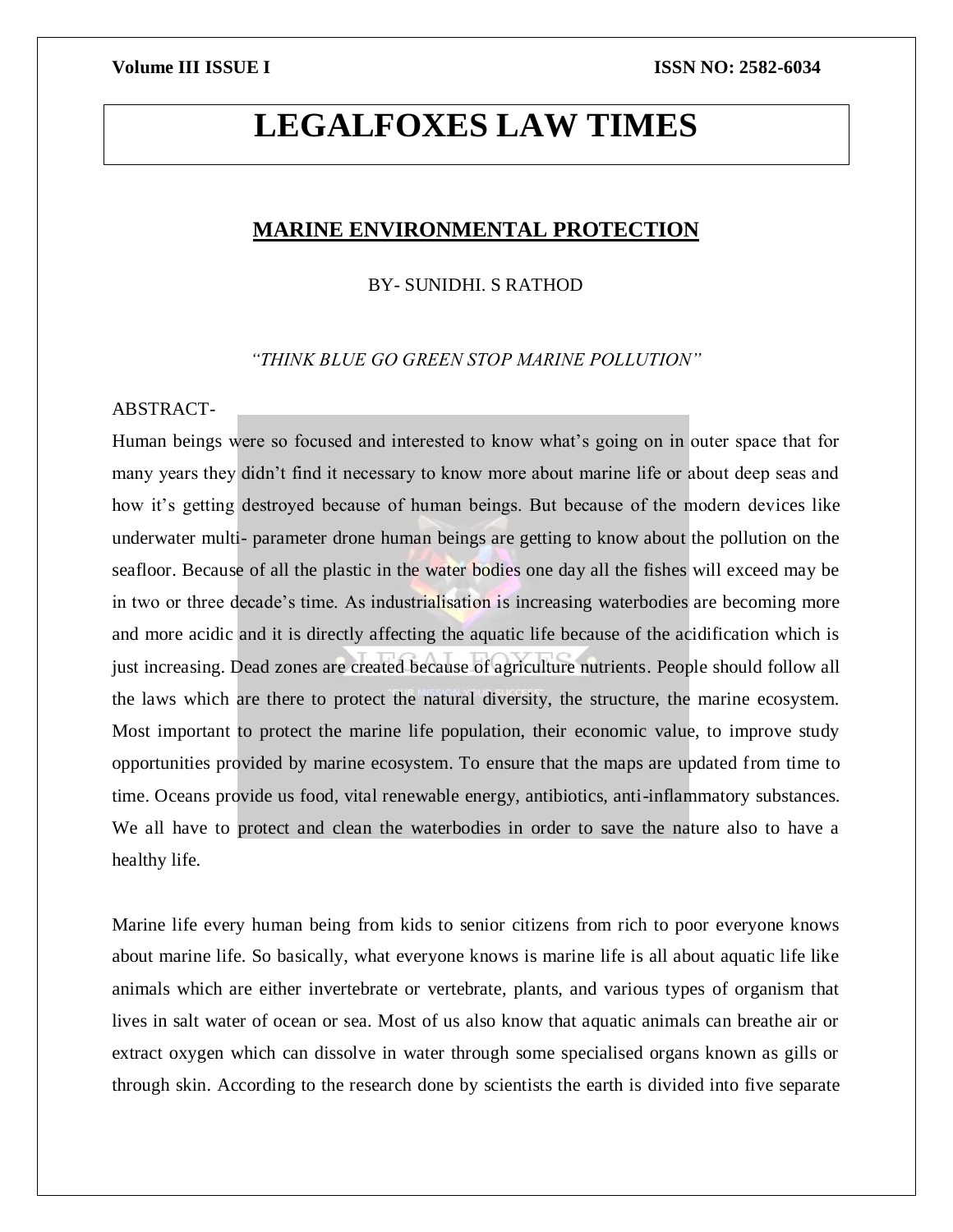# LEGALFOXES LAW TIMES

## MARINE ENVIRONMENTAL PROTECTION

BY- SUNIDHI. S RATHOD

*"THINK BLUE GO GREEN STOP MARINE POLLUTION"*

ABSTRACT-

Human beings were so focused and interested to know what's going on in outer space that for many years they didn't find it necessary to know more about marine life or about deep seas and how it's getting destroyed because of human beings. But because of the modern devices like underwater multi- parameter drone human beings are getting to know about the pollution on the seafloor. Because of all the plastic in the water bodies one day all the fishes will exceed may be in two or three decade's time. As industrialisation is increasing waterbodies are becoming more and more acidic and it is directly affecting the aquatic life because of the acidification which is just increasing. Dead zones are created because of agriculture nutrients. People should follow all the laws which are there to protect the natural diversity, the structure, the marine ecosystem. Most important to protect the marine life population, their economic value, to improve study opportunities provided by marine ecosystem. To ensure that the maps are updated from time to time. Oceans provide us food, vital renewable energy, antibiotics, anti-inflammatory substances. We all have to protect and clean the waterbodies in order to save the nature also to have a healthy life.

Marine life every human being from kids to senior citizens from rich to poor everyone knows about marine life. So basically, what everyone knows is marine life is all about aquatic life like animals which are either invertebrate or vertebrate, plants, and various types of organism that lives in salt water of ocean or sea. Most of us also know that aquatic animals can breathe air or extract oxygen which can dissolve in water through some specialised organs known as gills or through skin. According to the research done by scientists the earth is divided into five separate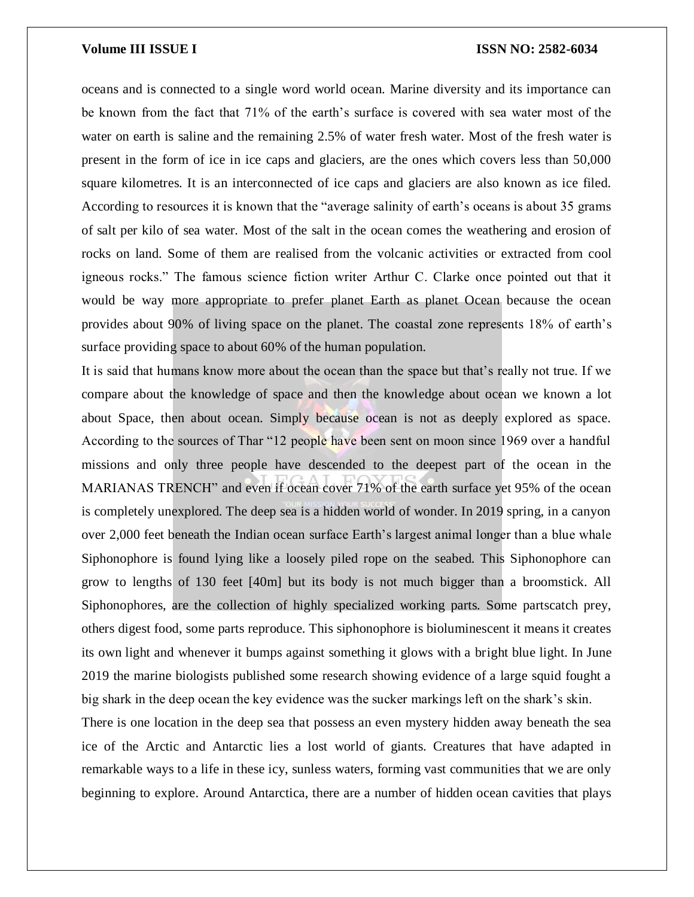oceans and is connected to a single word world ocean. Marine diversity and its importance can be known from the fact that 71% of the earth's surface is covered with sea water most of the water on earth is saline and the remaining 2.5% of water fresh water. Most of the fresh water is present in the form of ice in ice caps and glaciers, are the ones which covers less than 50,000 square kilometres. It is an interconnected of ice caps and glaciers are also known as ice filed. According to resources it is known that the "average salinity of earth's oceans is about 35 grams of salt per kilo of sea water. Most of the salt in the ocean comes the weathering and erosion of rocks on land. Some of them are realised from the volcanic activities or extracted from cool igneous rocks." The famous science fiction writer Arthur C. Clarke once pointed out that it would be way more appropriate to prefer planet Earth as planet Ocean because the ocean provides about 90% of living space on the planet. The coastal zone represents 18% of earth's surface providing space to about 60% of the human population.

It is said that humans know more about the ocean than the space but that's really not true. If we compare about the knowledge of space and then the knowledge about ocean we known a lot about Space, then about ocean. Simply because ocean is not as deeply explored as space. According to the sources of Thar "12 people have been sent on moon since 1969 over a handful missions and only three people have descended to the deepest part of the ocean in the MARIANAS TRENCH" and even if ocean cover 71% of the earth surface yet 95% of the ocean is completely unexplored. The deep sea is a hidden world of wonder. In 2019 spring, in a canyon over 2,000 feet beneath the Indian ocean surface Earth's largest animal longer than a blue whale Siphonophore is found lying like a loosely piled rope on the seabed. This Siphonophore can grow to lengths of 130 feet [40m] but its body is not much bigger than a broomstick. All Siphonophores, are the collection of highly specialized working parts. Some partscatch prey, others digest food, some parts reproduce. This siphonophore is bioluminescent it means it creates its own light and whenever it bumps against something it glows with a bright blue light. In June 2019 the marine biologists published some research showing evidence of a large squid fought a big shark in the deep ocean the key evidence was the sucker markings left on the shark's skin.

There is one location in the deep sea that possess an even mystery hidden away beneath the sea ice of the Arctic and Antarctic lies a lost world of giants. Creatures that have adapted in remarkable ways to a life in these icy, sunless waters, forming vast communities that we are only beginning to explore. Around Antarctica, there are a number of hidden ocean cavities that plays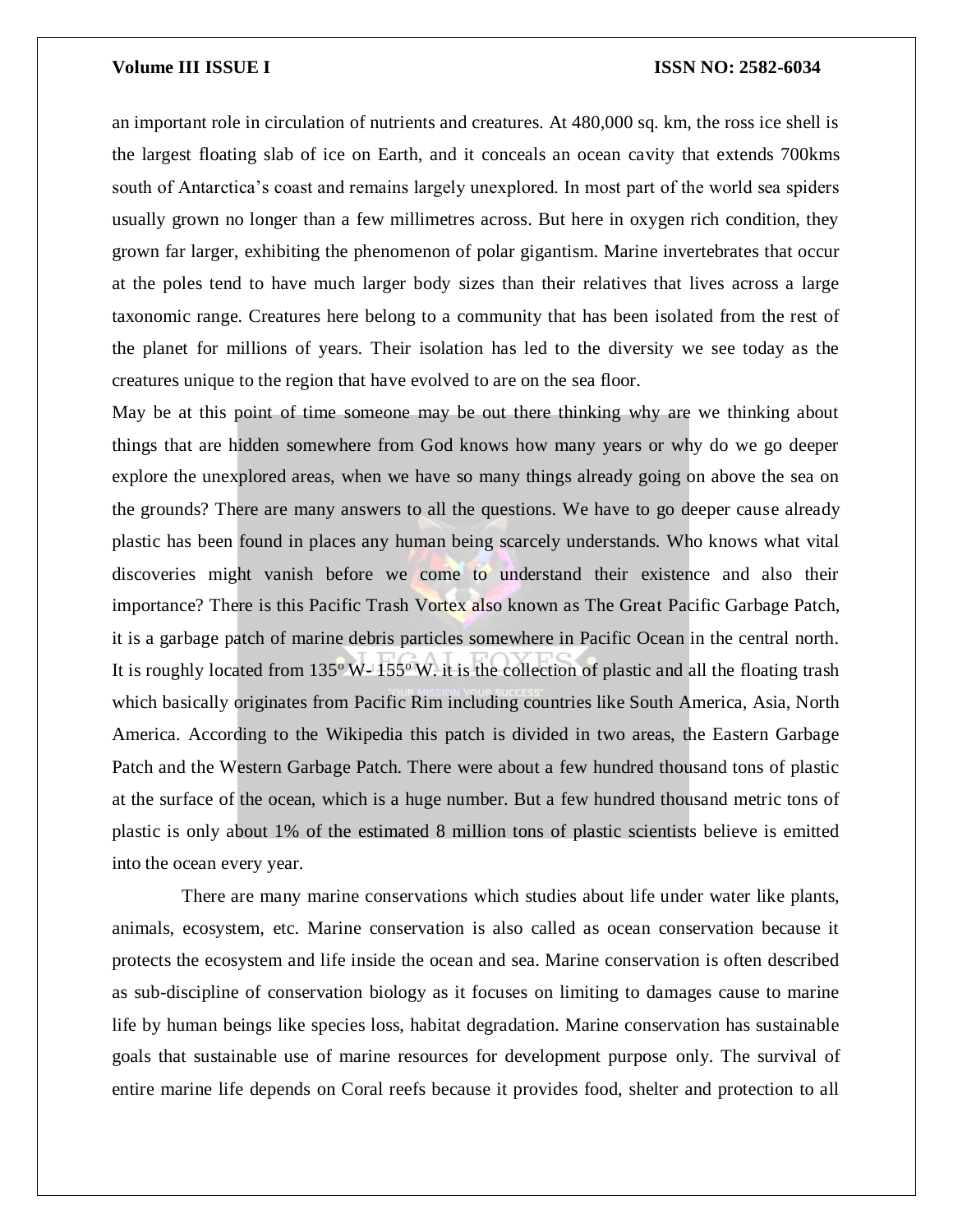an important role in circulation of nutrients and creatures. At 480,000 sq. km, the ross ice shell is the largest floating slab of ice on Earth, and it conceals an ocean cavity that extends 700kms south of Antarctica's coast and remains largely unexplored. In most part of the world sea spiders usually grown no longer than a few millimetres across. But here in oxygen rich condition, they grown far larger, exhibiting the phenomenon of polar gigantism. Marine invertebrates that occur at the poles tend to have much larger body sizes than their relatives that lives across a large taxonomic range. Creatures here belong to a community that has been isolated from the rest of the planet for millions of years. Their isolation has led to the diversity we see today as the creatures unique to the region that have evolved to are on the sea floor.

May be at this point of time someone may be out there thinking why are we thinking about things that are hidden somewhere from God knows how many years or why do we go deeper explore the unexplored areas, when we have so many things already going on above the sea on the grounds? There are many answers to all the questions. We have to go deeper cause already plastic has been found in places any human being scarcely understands. Who knows what vital discoveries might vanish before we come to understand their existence and also their importance? There is this Pacific Trash Vortex also known as The Great Pacific Garbage Patch, it is a garbage patch of marine debris particles somewhere in Pacific Ocean in the central north. It is roughly located from 135º W- 155º W. it is the collection of plastic and all the floating trash which basically originates from Pacific Rim including countries like South America, Asia, North America. According to the Wikipedia this patch is divided in two areas, the Eastern Garbage Patch and the Western Garbage Patch. There were about a few hundred thousand tons of plastic at the surface of the ocean, which is a huge number. But a few hundred thousand metric tons of plastic is only about 1% of the estimated 8 million tons of plastic scientists believe is emitted into the ocean every year.

There are many marine conservations which studies about life under water like plants, animals, ecosystem, etc. Marine conservation is also called as ocean conservation because it protects the ecosystem and life inside the ocean and sea. Marine conservation is often described as sub-discipline of conservation biology as it focuses on limiting to damages cause to marine life by human beings like species loss, habitat degradation. Marine conservation has sustainable goals that sustainable use of marine resources for development purpose only. The survival of entire marine life depends on Coral reefs because it provides food, shelter and protection to all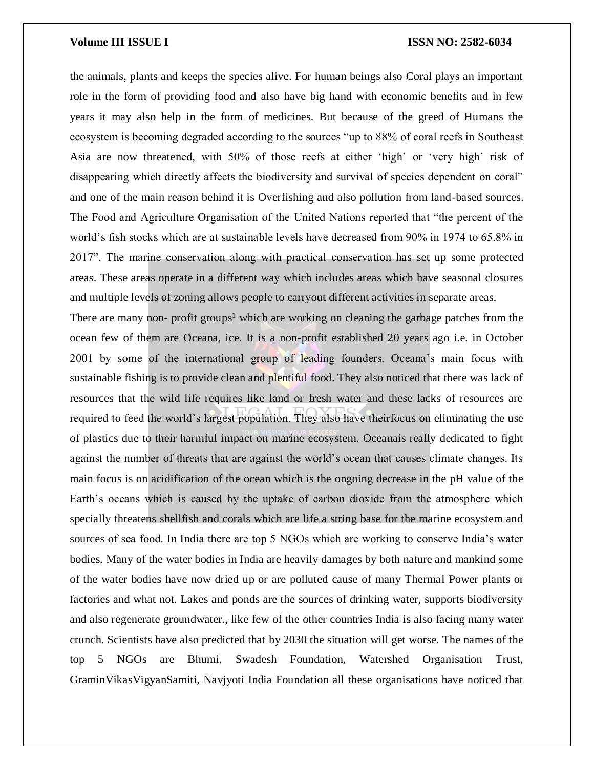the animals, plants and keeps the species alive. For human beings also Coral plays an important role in the form of providing food and also have big hand with economic benefits and in few years it may also help in the form of medicines. But because of the greed of Humans the ecosystem is becoming degraded according to the sources "up to 88% of coral reefs in Southeast Asia are now threatened, with 50% of those reefs at either 'high' or 'very high' risk of disappearing which directly affects the biodiversity and survival of species dependent on coral" and one of the main reason behind it is Overfishing and also pollution from land-based sources. The Food and Agriculture Organisation of the United Nations reported that "the percent of the world's fish stocks which are at sustainable levels have decreased from 90% in 1974 to 65.8% in 2017". The marine conservation along with practical conservation has set up some protected areas. These areas operate in a different way which includes areas which have seasonal closures and multiple levels of zoning allows people to carryout different activities in separate areas.

There are many non- profit groups[1] which are working on cleaning the garbage patches from the ocean few of them are Oceana, ice. It is a non-profit established 20 years ago i.e. in October 2001 by some of the international group of leading founders. Oceana's main focus with sustainable fishing is to provide clean and plentiful food. They also noticed that there was lack of resources that the wild life requires like land or fresh water and these lacks of resources are required to feed the world's largest population. They also have theirfocus on eliminating the use of plastics due to their harmful impact on marine ecosystem. Oceanais really dedicated to fight against the number of threats that are against the world's ocean that causes climate changes. Its main focus is on acidification of the ocean which is the ongoing decrease in the pH value of the Earth's oceans which is caused by the uptake of carbon dioxide from the atmosphere which specially threatens shellfish and corals which are life a string base for the marine ecosystem and sources of sea food. In India there are top 5 NGOs which are working to conserve India's water bodies. Many of the water bodies in India are heavily damages by both nature and mankind some of the water bodies have now dried up or are polluted cause of many Thermal Power plants or factories and what not. Lakes and ponds are the sources of drinking water, supports biodiversity and also regenerate groundwater., like few of the other countries India is also facing many water crunch. Scientists have also predicted that by 2030 the situation will get worse. The names of the top 5 NGOs are Bhumi, Swadesh Foundation, Watershed Organisation Trust, GraminVikasVigyanSamiti, Navjyoti India Foundation all these organisations have noticed that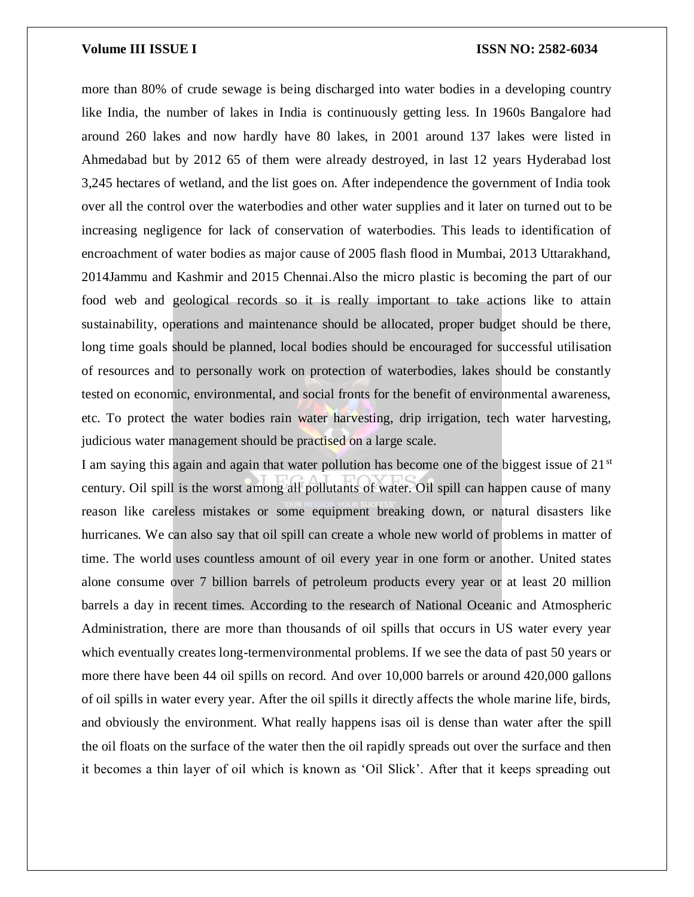more than 80% of crude sewage is being discharged into water bodies in a developing country like India, the number of lakes in India is continuously getting less. In 1960s Bangalore had around 260 lakes and now hardly have 80 lakes, in 2001 around 137 lakes were listed in Ahmedabad but by 2012 65 of them were already destroyed, in last 12 years Hyderabad lost 3,245 hectares of wetland, and the list goes on. After independence the government of India took over all the control over the waterbodies and other water supplies and it later on turned out to be increasing negligence for lack of conservation of waterbodies. This leads to identification of encroachment of water bodies as major cause of 2005 flash flood in Mumbai, 2013 Uttarakhand, 2014Jammu and Kashmir and 2015 Chennai.Also the micro plastic is becoming the part of our food web and geological records so it is really important to take actions like to attain sustainability, operations and maintenance should be allocated, proper budget should be there, long time goals should be planned, local bodies should be encouraged for successful utilisation of resources and to personally work on protection of waterbodies, lakes should be constantly tested on economic, environmental, and social fronts for the benefit of environmental awareness, etc. To protect the water bodies rain water harvesting, drip irrigation, tech water harvesting, judicious water management should be practised on a large scale.

I am saying this again and again that water pollution has become one of the biggest issue of 21st century. Oil spill is the worst among all pollutants of water. Oil spill can happen cause of many reason like careless mistakes or some equipment breaking down, or natural disasters like hurricanes. We can also say that oil spill can create a whole new world of problems in matter of time. The world uses countless amount of oil every year in one form or another. United states alone consume over 7 billion barrels of petroleum products every year or at least 20 million barrels a day in recent times. According to the research of National Oceanic and Atmospheric Administration, there are more than thousands of oil spills that occurs in US water every year which eventually creates long-termenvironmental problems. If we see the data of past 50 years or more there have been 44 oil spills on record. And over 10,000 barrels or around 420,000 gallons of oil spills in water every year. After the oil spills it directly affects the whole marine life, birds, and obviously the environment. What really happens isas oil is dense than water after the spill the oil floats on the surface of the water then the oil rapidly spreads out over the surface and then it becomes a thin layer of oil which is known as 'Oil Slick'. After that it keeps spreading out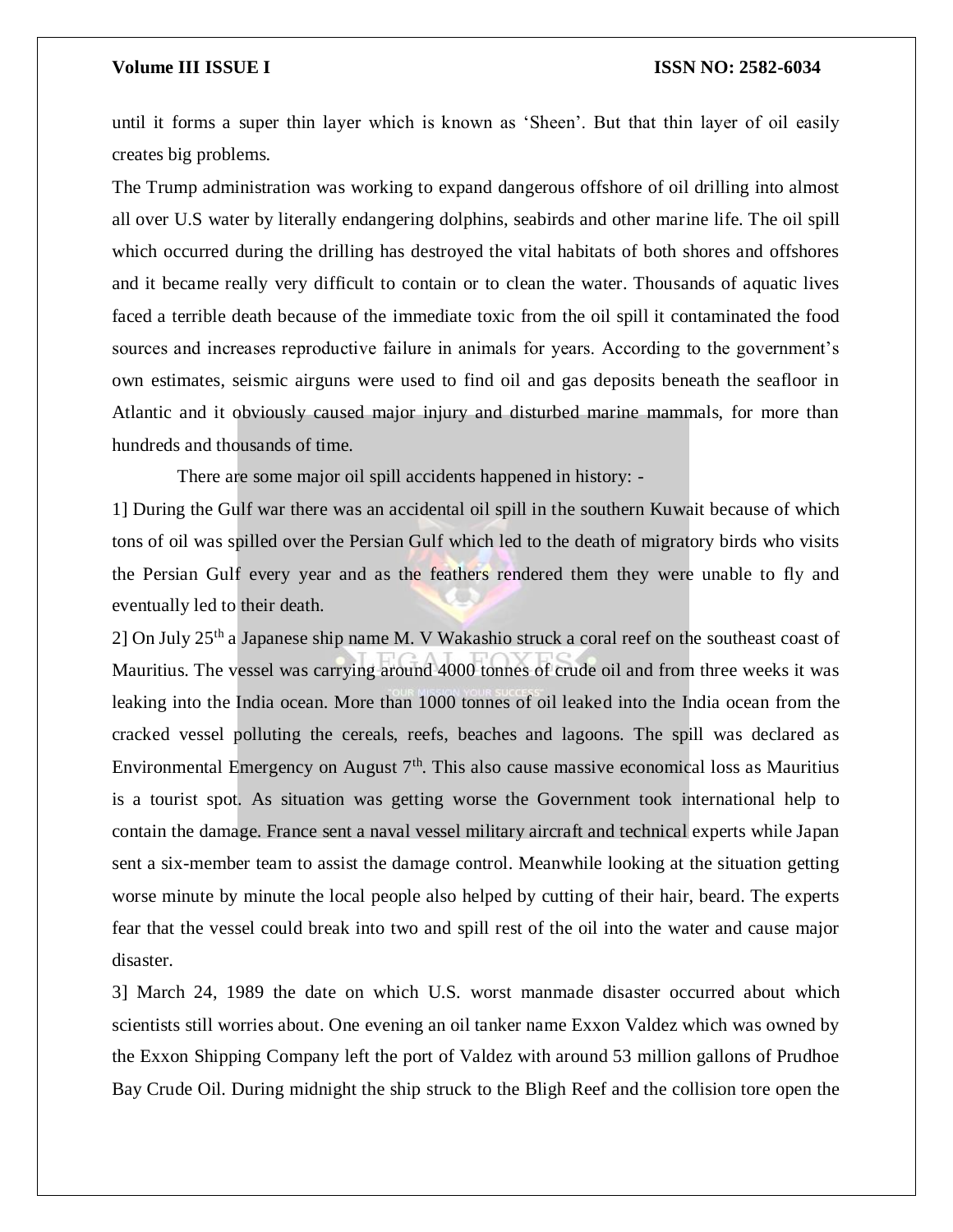until it forms a super thin layer which is known as 'Sheen'. But that thin layer of oil easily creates big problems.

The Trump administration was working to expand dangerous offshore of oil drilling into almost all over U.S water by literally endangering dolphins, seabirds and other marine life. The oil spill which occurred during the drilling has destroyed the vital habitats of both shores and offshores and it became really very difficult to contain or to clean the water. Thousands of aquatic lives faced a terrible death because of the immediate toxic from the oil spill it contaminated the food sources and increases reproductive failure in animals for years. According to the government's own estimates, seismic airguns were used to find oil and gas deposits beneath the seafloor in Atlantic and it obviously caused major injury and disturbed marine mammals, for more than hundreds and thousands of time.

There are some major oil spill accidents happened in history: -

1] During the Gulf war there was an accidental oil spill in the southern Kuwait because of which tons of oil was spilled over the Persian Gulf which led to the death of migratory birds who visits the Persian Gulf every year and as the feathers rendered them they were unable to fly and eventually led to their death.

2] On July 25th a Japanese ship name M. V Wakashio struck a coral reef on the southeast coast of Mauritius. The vessel was carrying around 4000 tonnes of crude oil and from three weeks it was leaking into the India ocean. More than 1000 tonnes of oil leaked into the India ocean from the cracked vessel polluting the cereals, reefs, beaches and lagoons. The spill was declared as Environmental Emergency on August 7th. This also cause massive economical loss as Mauritius is a tourist spot. As situation was getting worse the Government took international help to contain the damage. France sent a naval vessel military aircraft and technical experts while Japan sent a six-member team to assist the damage control. Meanwhile looking at the situation getting worse minute by minute the local people also helped by cutting of their hair, beard. The experts fear that the vessel could break into two and spill rest of the oil into the water and cause major disaster.

3] March 24, 1989 the date on which U.S. worst manmade disaster occurred about which scientists still worries about. One evening an oil tanker name Exxon Valdez which was owned by the Exxon Shipping Company left the port of Valdez with around 53 million gallons of Prudhoe Bay Crude Oil. During midnight the ship struck to the Bligh Reef and the collision tore open the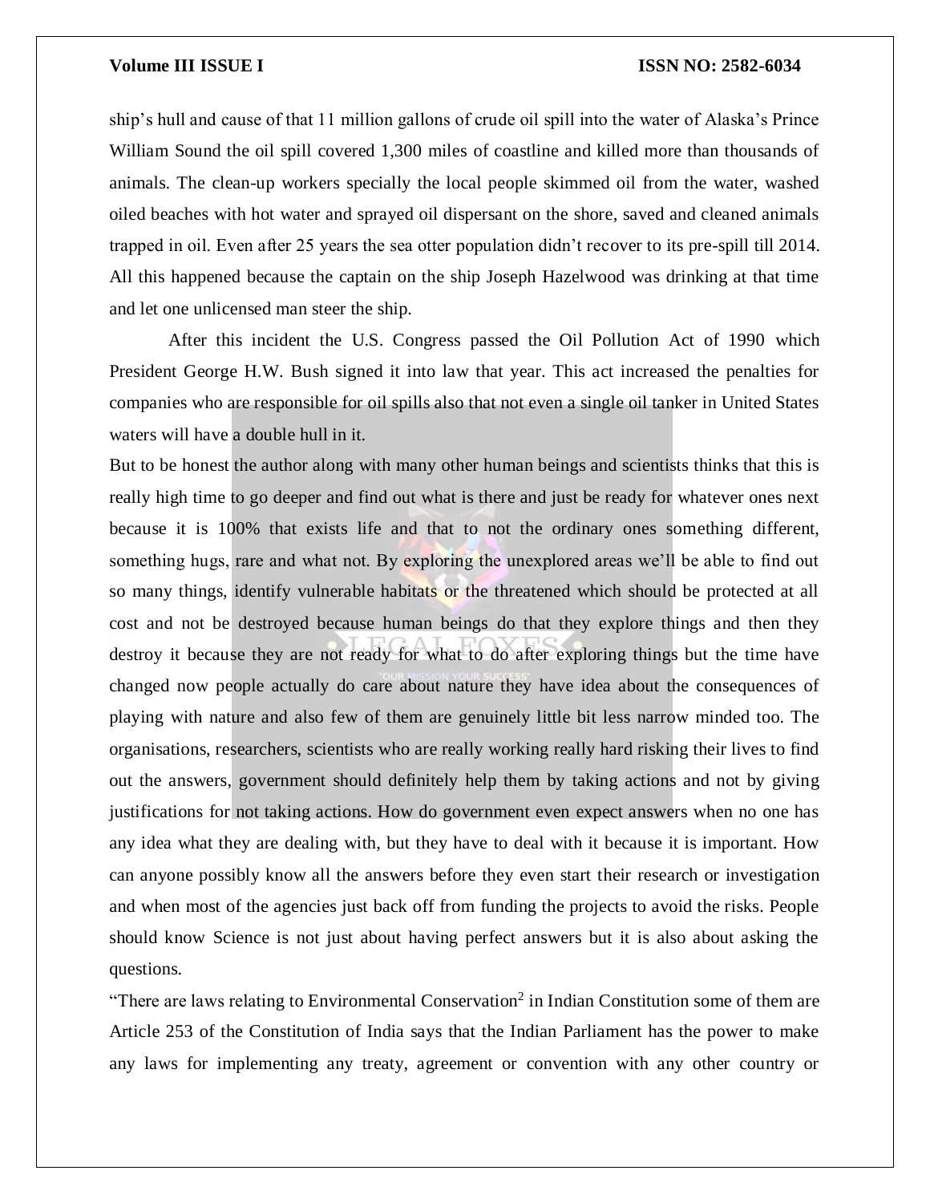ship's hull and cause of that 11 million gallons of crude oil spill into the water of Alaska's Prince William Sound the oil spill covered 1,300 miles of coastline and killed more than thousands of animals. The clean-up workers specially the local people skimmed oil from the water, washed oiled beaches with hot water and sprayed oil dispersant on the shore, saved and cleaned animals trapped in oil. Even after 25 years the sea otter population didn't recover to its pre-spill till 2014. All this happened because the captain on the ship Joseph Hazelwood was drinking at that time and let one unlicensed man steer the ship.

After this incident the U.S. Congress passed the Oil Pollution Act of 1990 which President George H.W. Bush signed it into law that year. This act increased the penalties for companies who are responsible for oil spills also that not even a single oil tanker in United States waters will have a double hull in it.

But to be honest the author along with many other human beings and scientists thinks that this is really high time to go deeper and find out what is there and just be ready for whatever ones next because it is 100% that exists life and that to not the ordinary ones something different, something hugs, rare and what not. By exploring the unexplored areas we'll be able to find out so many things, identify vulnerable habitats or the threatened which should be protected at all cost and not be destroyed because human beings do that they explore things and then they destroy it because they are not ready for what to do after exploring things but the time have changed now people actually do care about nature they have idea about the consequences of playing with nature and also few of them are genuinely little bit less narrow minded too. The organisations, researchers, scientists who are really working really hard risking their lives to find out the answers, government should definitely help them by taking actions and not by giving justifications for not taking actions. How do government even expect answers when no one has any idea what they are dealing with, but they have to deal with it because it is important. How can anyone possibly know all the answers before they even start their research or investigation and when most of the agencies just back off from funding the projects to avoid the risks. People should know Science is not just about having perfect answers but it is also about asking the questions.

"There are laws relating to Environmental Conservation[2] in Indian Constitution some of them are Article 253 of the Constitution of India says that the Indian Parliament has the power to make any laws for implementing any treaty, agreement or convention with any other country or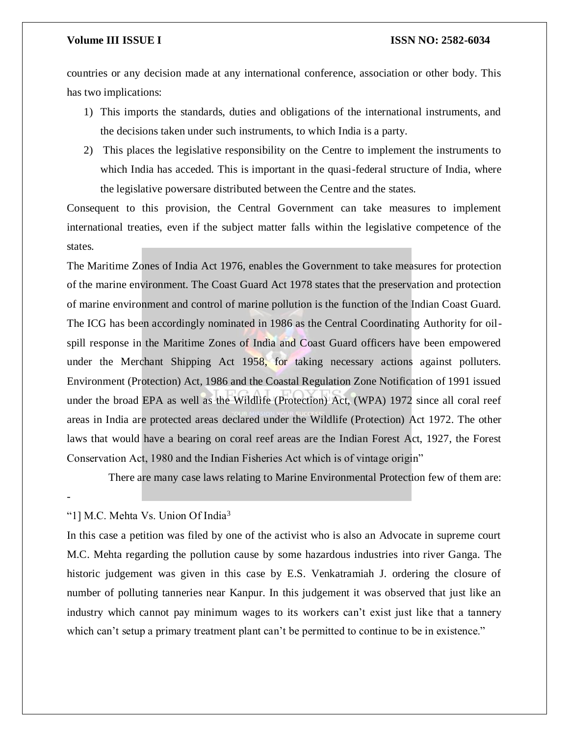countries or any decision made at any international conference, association or other body. This has two implications:

1) This imports the standards, duties and obligations of the international instruments, and the decisions taken under such instruments, to which India is a party.
2) This places the legislative responsibility on the Centre to implement the instruments to which India has acceded. This is important in the quasi-federal structure of India, where the legislative powersare distributed between the Centre and the states.

Consequent to this provision, the Central Government can take measures to implement international treaties, even if the subject matter falls within the legislative competence of the states.

The Maritime Zones of India Act 1976, enables the Government to take measures for protection of the marine environment. The Coast Guard Act 1978 states that the preservation and protection of marine environment and control of marine pollution is the function of the Indian Coast Guard. The ICG has been accordingly nominated in 1986 as the Central Coordinating Authority for oil-spill response in the Maritime Zones of India and Coast Guard officers have been empowered under the Merchant Shipping Act 1958, for taking necessary actions against polluters. Environment (Protection) Act, 1986 and the Coastal Regulation Zone Notification of 1991 issued under the broad EPA as well as the Wildlife (Protection) Act, (WPA) 1972 since all coral reef areas in India are protected areas declared under the Wildlife (Protection) Act 1972. The other laws that would have a bearing on coral reef areas are the Indian Forest Act, 1927, the Forest Conservation Act, 1980 and the Indian Fisheries Act which is of vintage origin"

There are many case laws relating to Marine Environmental Protection few of them are: -

"1] M.C. Mehta Vs. Union Of India[3]

In this case a petition was filed by one of the activist who is also an Advocate in supreme court M.C. Mehta regarding the pollution cause by some hazardous industries into river Ganga. The historic judgement was given in this case by E.S. Venkatramiah J. ordering the closure of number of polluting tanneries near Kanpur. In this judgement it was observed that just like an industry which cannot pay minimum wages to its workers can't exist just like that a tannery which can't setup a primary treatment plant can't be permitted to continue to be in existence."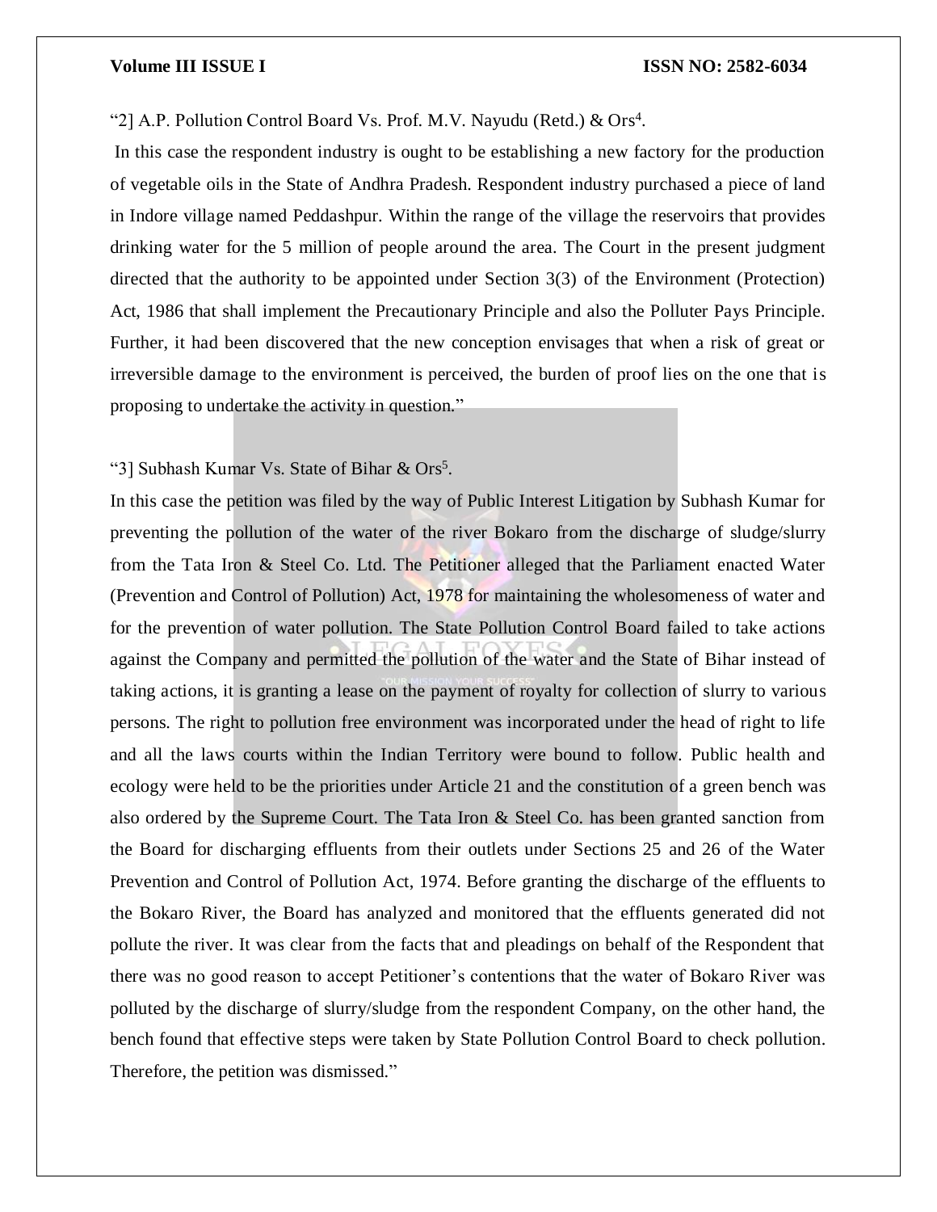"2] A.P. Pollution Control Board Vs. Prof. M.V. Nayudu (Retd.) & Ors[4].

In this case the respondent industry is ought to be establishing a new factory for the production of vegetable oils in the State of Andhra Pradesh. Respondent industry purchased a piece of land in Indore village named Peddashpur. Within the range of the village the reservoirs that provides drinking water for the 5 million of people around the area. The Court in the present judgment directed that the authority to be appointed under Section 3(3) of the Environment (Protection) Act, 1986 that shall implement the Precautionary Principle and also the Polluter Pays Principle. Further, it had been discovered that the new conception envisages that when a risk of great or irreversible damage to the environment is perceived, the burden of proof lies on the one that is proposing to undertake the activity in question."

"3] Subhash Kumar Vs. State of Bihar & Ors[5].

In this case the petition was filed by the way of Public Interest Litigation by Subhash Kumar for preventing the pollution of the water of the river Bokaro from the discharge of sludge/slurry from the Tata Iron & Steel Co. Ltd. The Petitioner alleged that the Parliament enacted Water (Prevention and Control of Pollution) Act, 1978 for maintaining the wholesomeness of water and for the prevention of water pollution. The State Pollution Control Board failed to take actions against the Company and permitted the pollution of the water and the State of Bihar instead of taking actions, it is granting a lease on the payment of royalty for collection of slurry to various persons. The right to pollution free environment was incorporated under the head of right to life and all the laws courts within the Indian Territory were bound to follow. Public health and ecology were held to be the priorities under Article 21 and the constitution of a green bench was also ordered by the Supreme Court. The Tata Iron & Steel Co. has been granted sanction from the Board for discharging effluents from their outlets under Sections 25 and 26 of the Water Prevention and Control of Pollution Act, 1974. Before granting the discharge of the effluents to the Bokaro River, the Board has analyzed and monitored that the effluents generated did not pollute the river. It was clear from the facts that and pleadings on behalf of the Respondent that there was no good reason to accept Petitioner's contentions that the water of Bokaro River was polluted by the discharge of slurry/sludge from the respondent Company, on the other hand, the bench found that effective steps were taken by State Pollution Control Board to check pollution. Therefore, the petition was dismissed."